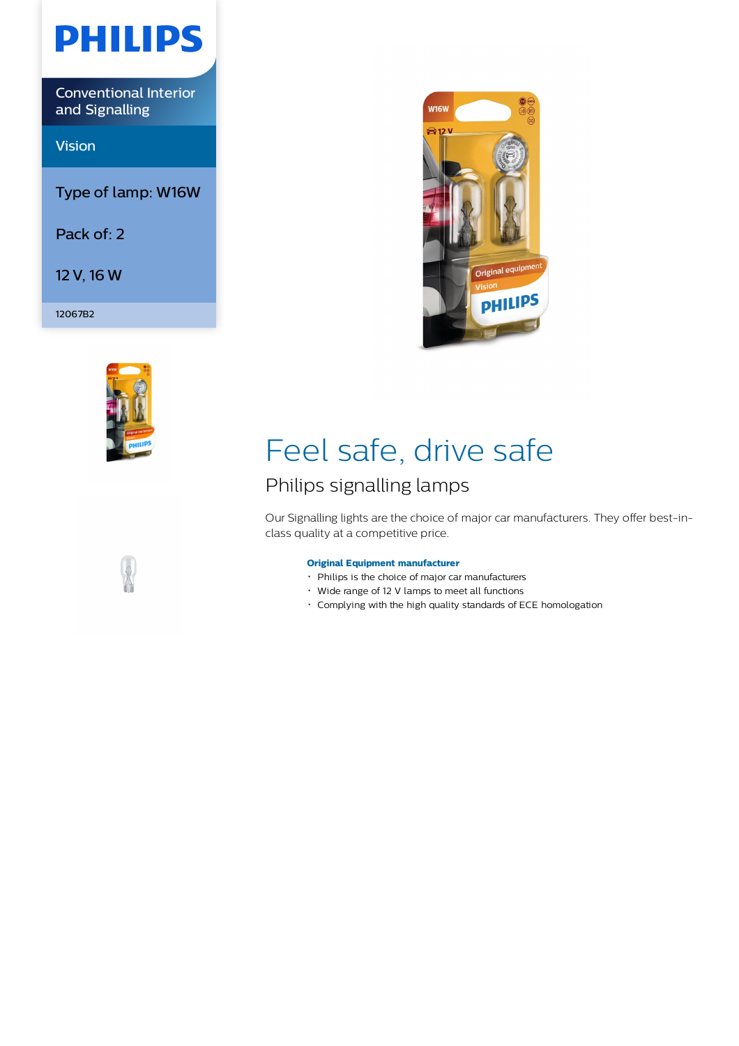PHILIPS

Conventional Interior and Signalling

Vision

Type of lamp: W16W

Pack of: 2

12 V, 16 W

12067B2

# Feel safe, drive safe

## Philips signalling lamps

Our Signalling lights are the choice of major car manufacturers. They offer best-in-class quality at a competitive price.

**Original Equipment manufacturer**

- Philips is the choice of major car manufacturers
- Wide range of 12 V lamps to meet all functions
- Complying with the high quality standards of ECE homologation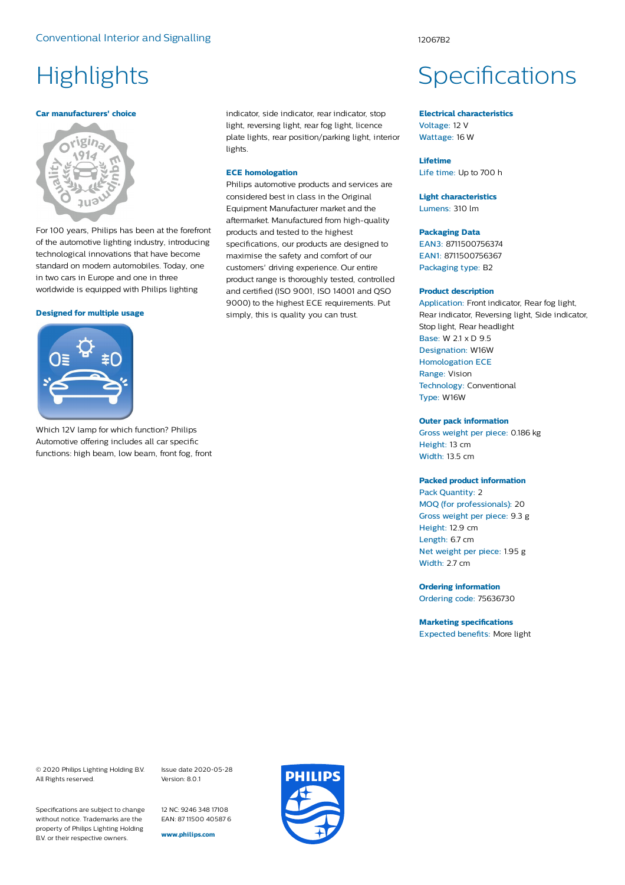Conventional Interior and Signalling

12067B2

# Highlights

### Car manufacturers' choice

For 100 years, Philips has been at the forefront of the automotive lighting industry, introducing technological innovations that have become standard on modern automobiles. Today, one in two cars in Europe and one in three worldwide is equipped with Philips lighting

### Designed for multiple usage

Which 12V lamp for which function? Philips Automotive offering includes all car specific functions: high beam, low beam, front fog, front indicator, side indicator, rear indicator, stop light, reversing light, rear fog light, licence plate lights, rear position/parking light, interior lights.

### ECE homologation

Philips automotive products and services are considered best in class in the Original Equipment Manufacturer market and the aftermarket. Manufactured from high-quality products and tested to the highest specifications, our products are designed to maximise the safety and comfort of our customers' driving experience. Our entire product range is thoroughly tested, controlled and certified (ISO 9001, ISO 14001 and QSO 9000) to the highest ECE requirements. Put simply, this is quality you can trust.

# Specifications

### Electrical characteristics
- Voltage: 12 V
- Wattage: 16 W

### Lifetime
- Life time: Up to 700 h

### Light characteristics
- Lumens: 310 lm

### Packaging Data
- EAN3: 8711500756374
- EAN1: 8711500756367
- Packaging type: B2

### Product description
- Application: Front indicator, Rear fog light, Rear indicator, Reversing light, Side indicator, Stop light, Rear headlight
- Base: W 2.1 x D 9.5
- Designation: W16W
- Homologation ECE
- Range: Vision
- Technology: Conventional
- Type: W16W

### Outer pack information
- Gross weight per piece: 0.186 kg
- Height: 13 cm
- Width: 13.5 cm

### Packed product information
- Pack Quantity: 2
- MOQ (for professionals): 20
- Gross weight per piece: 9.3 g
- Height: 12.9 cm
- Length: 6.7 cm
- Net weight per piece: 1.95 g
- Width: 2.7 cm

### Ordering information
- Ordering code: 75636730

### Marketing specifications
- Expected benefits: More light

© 2020 Philips Lighting Holding B.V.
All Rights reserved.

Specifications are subject to change without notice. Trademarks are the property of Philips Lighting Holding B.V. or their respective owners.

Issue date 2020-05-28
Version: 8.0.1

12 NC: 9246 348 17108
EAN: 87 11500 40587 6

www.philips.com